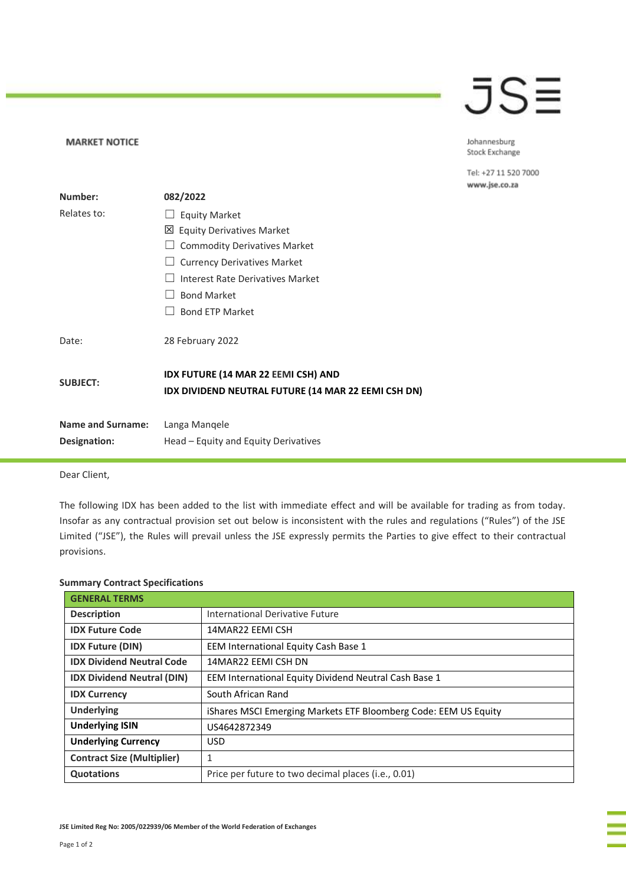**MARKET NOTICE**

Johannesburg Stock Exchange

Tel: +27 11 520 7000
www.jse.co.za

| | |
|---|---|
| **Number:** | **082/2022** |
| Relates to: | ☐ Equity Market<br>☒ Equity Derivatives Market<br>☐ Commodity Derivatives Market<br>☐ Currency Derivatives Market<br>☐ Interest Rate Derivatives Market<br>☐ Bond Market<br>☐ Bond ETP Market |
| Date: | 28 February 2022 |
| **SUBJECT:** | **IDX FUTURE (14 MAR 22 EEMI CSH) AND IDX DIVIDEND NEUTRAL FUTURE (14 MAR 22 EEMI CSH DN)** |
| **Name and Surname:** | Langa Manqele |
| **Designation:** | Head – Equity and Equity Derivatives |

Dear Client,

The following IDX has been added to the list with immediate effect and will be available for trading as from today. Insofar as any contractual provision set out below is inconsistent with the rules and regulations ("Rules") of the JSE Limited ("JSE"), the Rules will prevail unless the JSE expressly permits the Parties to give effect to their contractual provisions.

**Summary Contract Specifications**

| **GENERAL TERMS** | |
|---|---|
| **Description** | International Derivative Future |
| **IDX Future Code** | 14MAR22 EEMI CSH |
| **IDX Future (DIN)** | EEM International Equity Cash Base 1 |
| **IDX Dividend Neutral Code** | 14MAR22 EEMI CSH DN |
| **IDX Dividend Neutral (DIN)** | EEM International Equity Dividend Neutral Cash Base 1 |
| **IDX Currency** | South African Rand |
| **Underlying** | iShares MSCI Emerging Markets ETF Bloomberg Code: EEM US Equity |
| **Underlying ISIN** | US4642872349 |
| **Underlying Currency** | USD |
| **Contract Size (Multiplier)** | 1 |
| **Quotations** | Price per future to two decimal places (i.e., 0.01) |

JSE Limited Reg No: 2005/022939/06 Member of the World Federation of Exchanges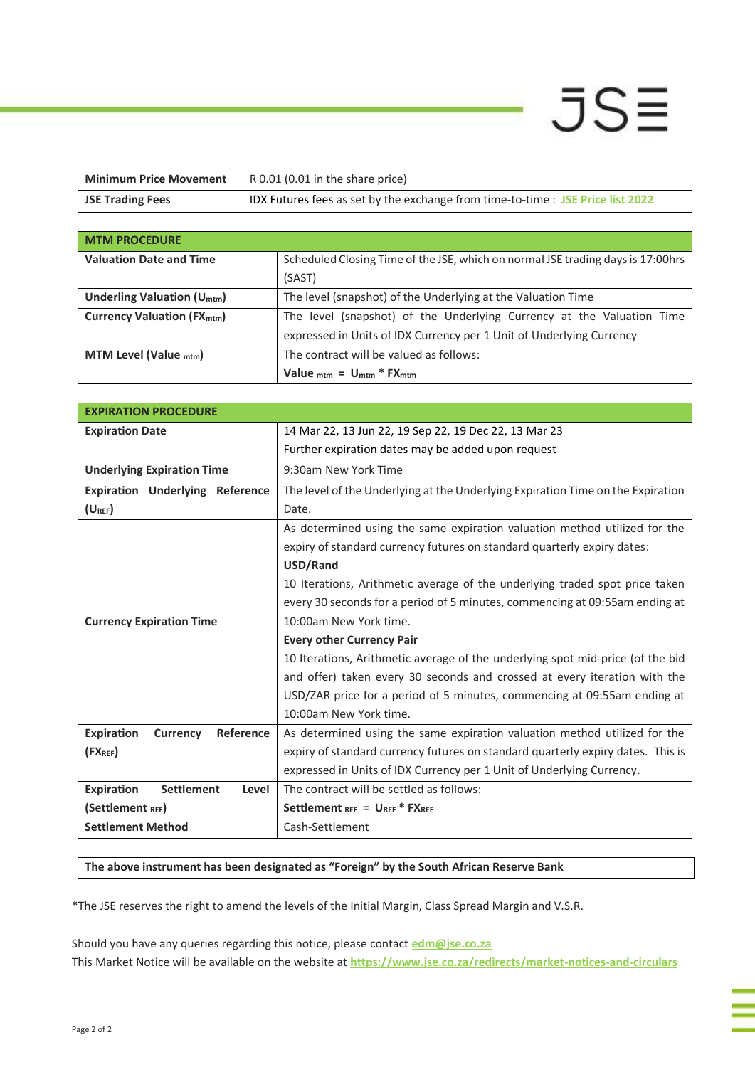| | |
|---|---|
| **Minimum Price Movement** | R 0.01 (0.01 in the share price) |
| **JSE Trading Fees** | IDX Futures fees as set by the exchange from time-to-time : JSE Price list 2022 |

| **MTM PROCEDURE** | |
|---|---|
| **Valuation Date and Time** | Scheduled Closing Time of the JSE, which on normal JSE trading days is 17:00hrs (SAST) |
| **Underling Valuation ($U_{mtm}$)** | The level (snapshot) of the Underlying at the Valuation Time |
| **Currency Valuation ($FX_{mtm}$)** | The level (snapshot) of the Underlying Currency at the Valuation Time expressed in Units of IDX Currency per 1 Unit of Underlying Currency |
| **MTM Level ($Value_{mtm}$)** | The contract will be valued as follows: **$Value_{mtm} = U_{mtm} * FX_{mtm}$** |

| **EXPIRATION PROCEDURE** | |
|---|---|
| **Expiration Date** | 14 Mar 22, 13 Jun 22, 19 Sep 22, 19 Dec 22, 13 Mar 23<br>Further expiration dates may be added upon request |
| **Underlying Expiration Time** | 9:30am New York Time |
| **Expiration Underlying Reference ($U_{REF}$)** | The level of the Underlying at the Underlying Expiration Time on the Expiration Date. |
| **Currency Expiration Time** | As determined using the same expiration valuation method utilized for the expiry of standard currency futures on standard quarterly expiry dates:<br>**USD/Rand**<br>10 Iterations, Arithmetic average of the underlying traded spot price taken every 30 seconds for a period of 5 minutes, commencing at 09:55am ending at 10:00am New York time.<br>**Every other Currency Pair**<br>10 Iterations, Arithmetic average of the underlying spot mid-price (of the bid and offer) taken every 30 seconds and crossed at every iteration with the USD/ZAR price for a period of 5 minutes, commencing at 09:55am ending at 10:00am New York time. |
| **Expiration Currency Reference ($FX_{REF}$)** | As determined using the same expiration valuation method utilized for the expiry of standard currency futures on standard quarterly expiry dates. This is expressed in Units of IDX Currency per 1 Unit of Underlying Currency. |
| **Expiration Settlement Level ($Settlement_{REF}$)** | The contract will be settled as follows:<br>**$Settlement_{REF} = U_{REF} * FX_{REF}$** |
| **Settlement Method** | Cash-Settlement |

**The above instrument has been designated as "Foreign" by the South African Reserve Bank**

*The JSE reserves the right to amend the levels of the Initial Margin, Class Spread Margin and V.S.R.

Should you have any queries regarding this notice, please contact edm@jse.co.za
This Market Notice will be available on the website at https://www.jse.co.za/redirects/market-notices-and-circulars